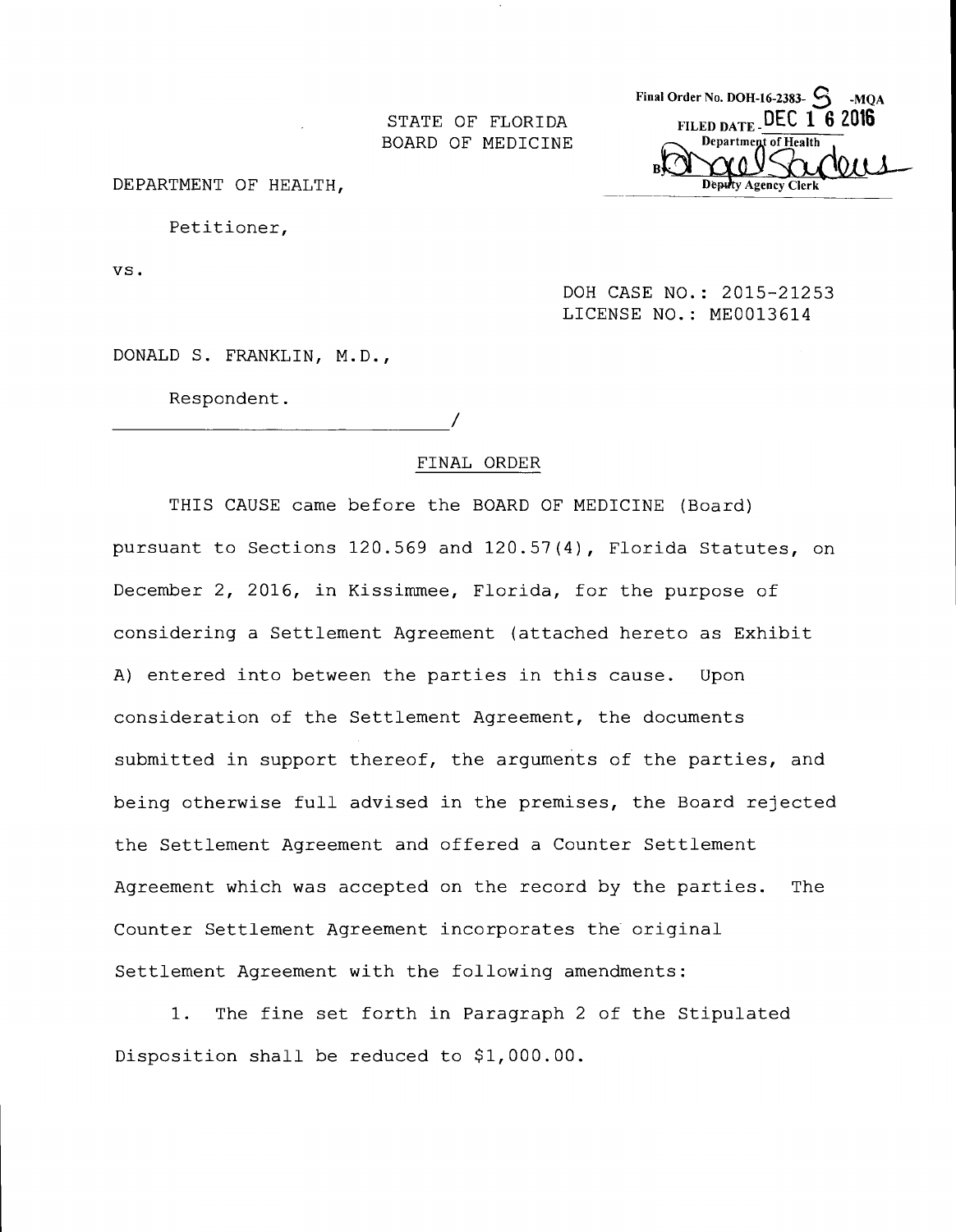Final Order No. DOH-16-2383- S -MQA
FILED DATE - DEC 1 6 2016
Department of Health
By: [signature]
Deputy Agency Clerk

STATE OF FLORIDA
BOARD OF MEDICINE

DEPARTMENT OF HEALTH,

Petitioner,

vs.

DOH CASE NO.: 2015-21253
LICENSE NO.: ME0013614

DONALD S. FRANKLIN, M.D.,

Respondent.

_______________________________/

FINAL ORDER

THIS CAUSE came before the BOARD OF MEDICINE (Board) pursuant to Sections 120.569 and 120.57(4), Florida Statutes, on December 2, 2016, in Kissimmee, Florida, for the purpose of considering a Settlement Agreement (attached hereto as Exhibit A) entered into between the parties in this cause. Upon consideration of the Settlement Agreement, the documents submitted in support thereof, the arguments of the parties, and being otherwise full advised in the premises, the Board rejected the Settlement Agreement and offered a Counter Settlement Agreement which was accepted on the record by the parties. The Counter Settlement Agreement incorporates the original Settlement Agreement with the following amendments:

1. The fine set forth in Paragraph 2 of the Stipulated Disposition shall be reduced to $1,000.00.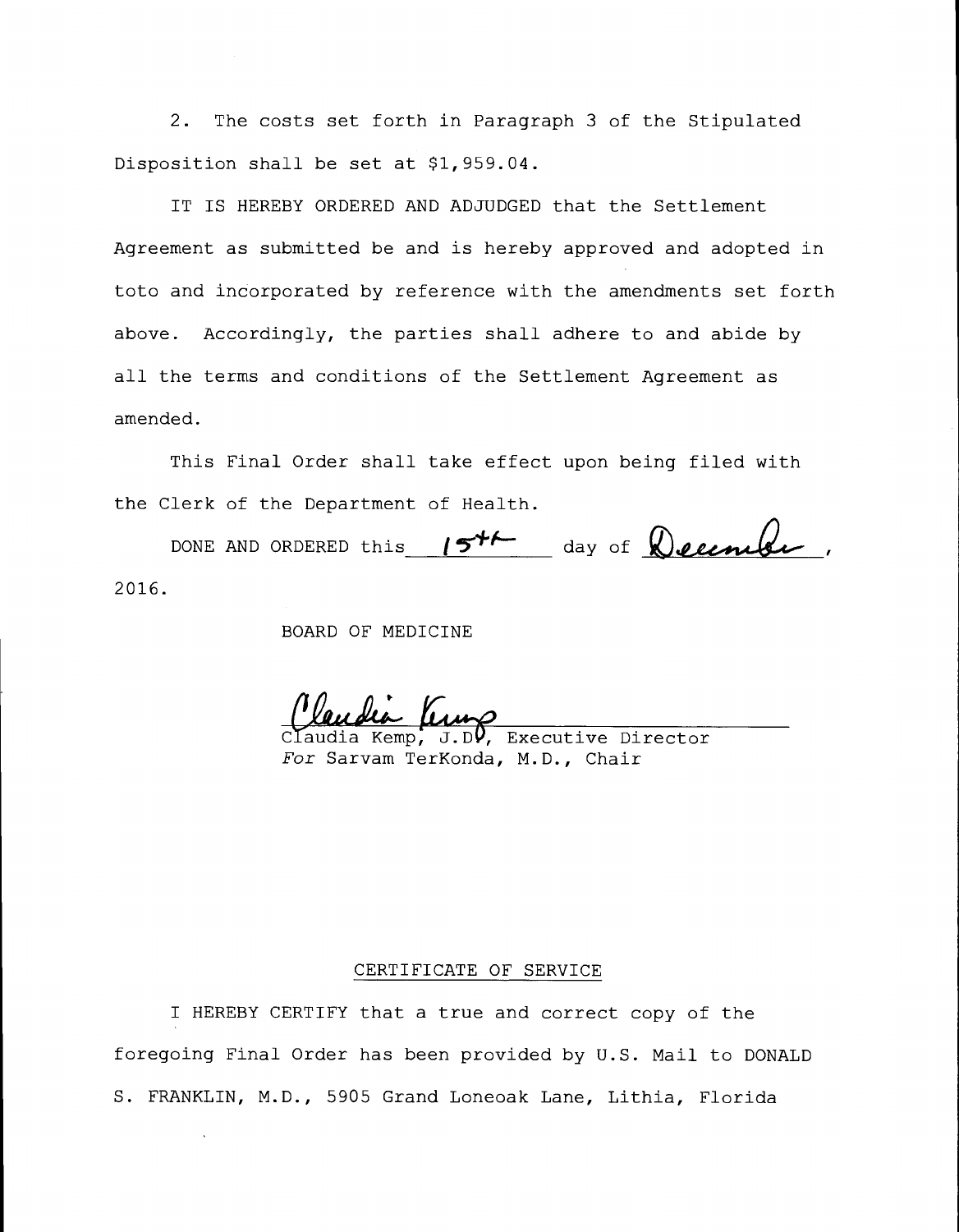2. The costs set forth in Paragraph 3 of the Stipulated Disposition shall be set at $1,959.04.

IT IS HEREBY ORDERED AND ADJUDGED that the Settlement Agreement as submitted be and is hereby approved and adopted in toto and incorporated by reference with the amendments set forth above. Accordingly, the parties shall adhere to and abide by all the terms and conditions of the Settlement Agreement as amended.

This Final Order shall take effect upon being filed with the Clerk of the Department of Health.

DONE AND ORDERED this 15th day of December, 2016.

BOARD OF MEDICINE

Claudia Kemp

Claudia Kemp, J.D., Executive Director
*For* Sarvam TerKonda, M.D., Chair

## CERTIFICATE OF SERVICE

I HEREBY CERTIFY that a true and correct copy of the foregoing Final Order has been provided by U.S. Mail to DONALD S. FRANKLIN, M.D., 5905 Grand Loneoak Lane, Lithia, Florida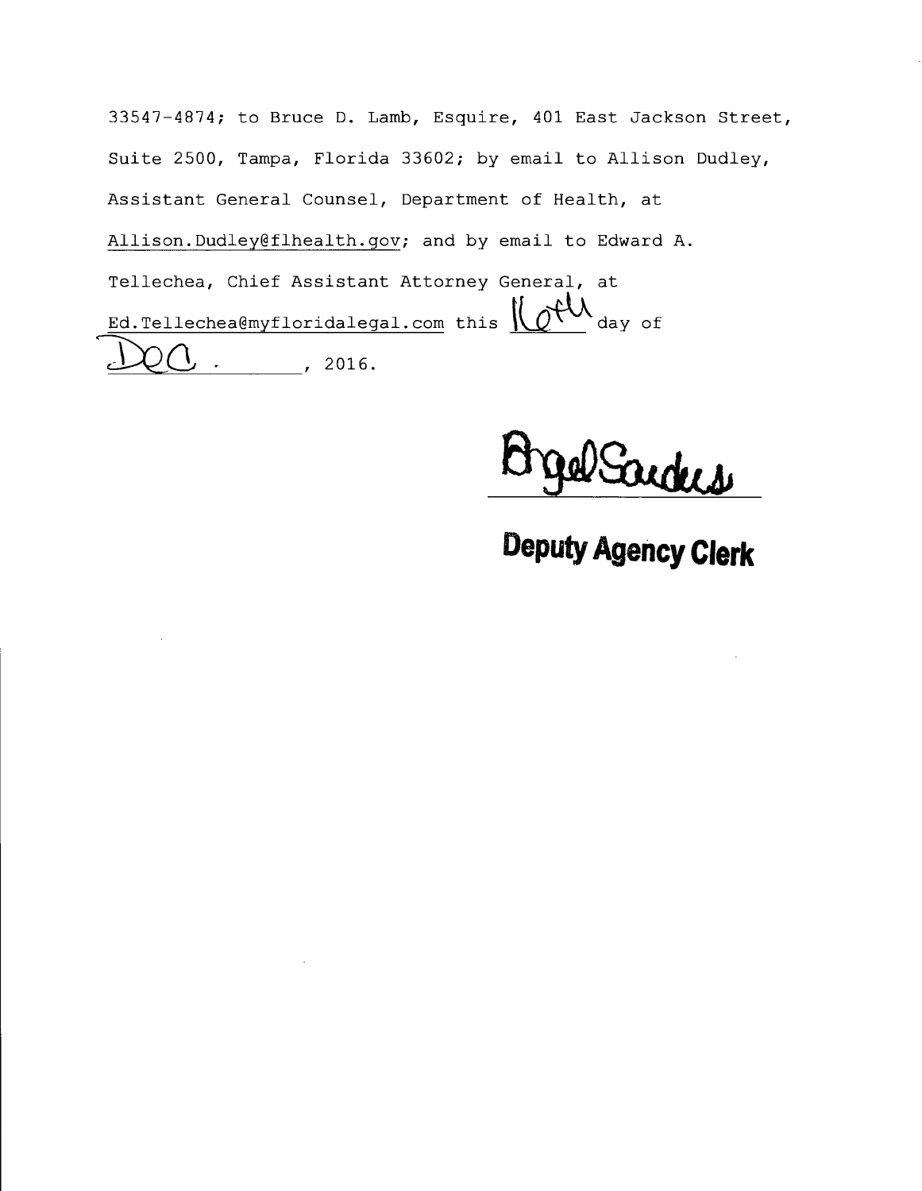33547-4874; to Bruce D. Lamb, Esquire, 401 East Jackson Street, Suite 2500, Tampa, Florida 33602; by email to Allison Dudley, Assistant General Counsel, Department of Health, at Allison.Dudley@flhealth.gov; and by email to Edward A. Tellechea, Chief Assistant Attorney General, at Ed.Tellechea@myfloridalegal.com this 16th day of Dec., 2016.

Angel Sanders

**Deputy Agency Clerk**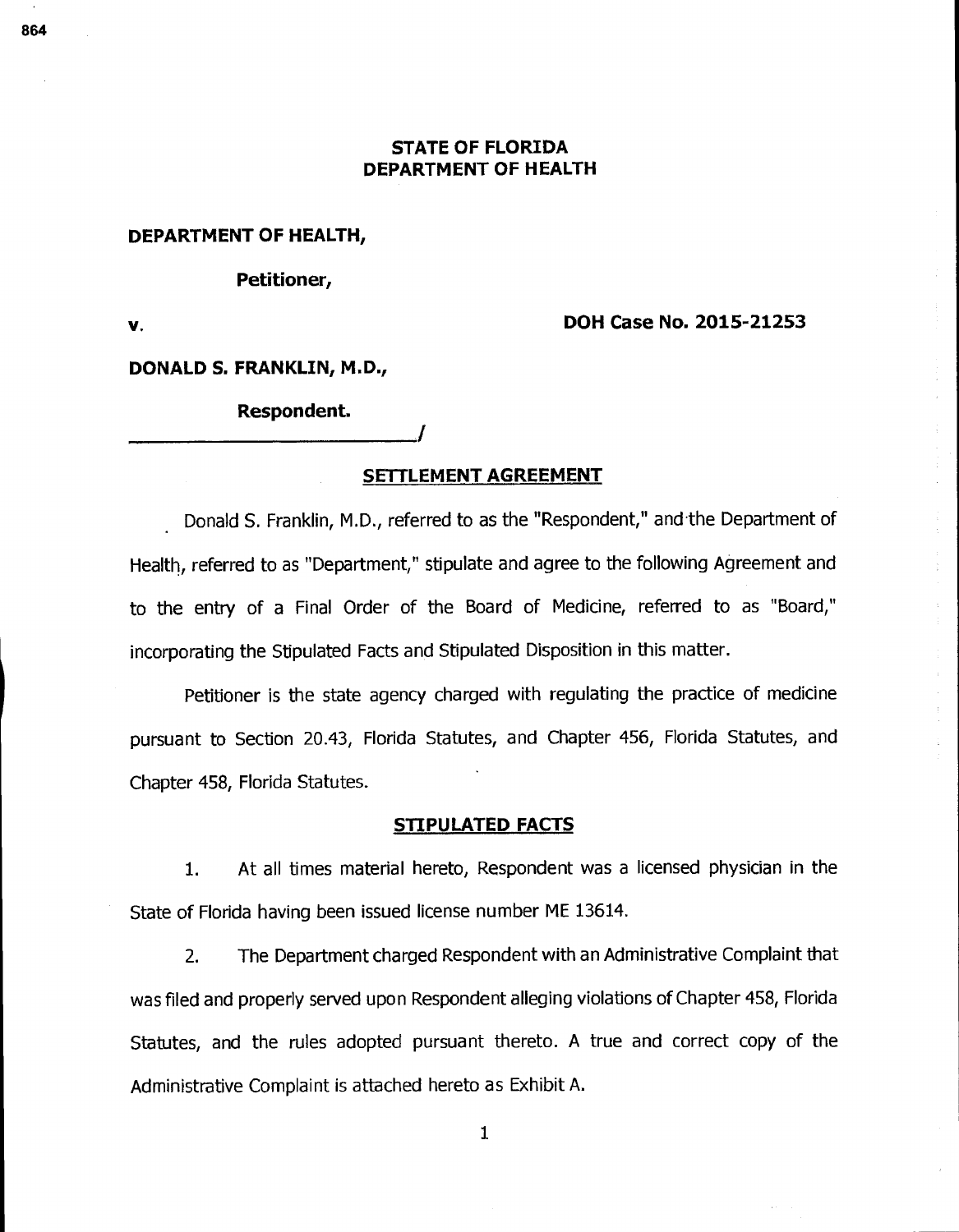**STATE OF FLORIDA**
**DEPARTMENT OF HEALTH**

**DEPARTMENT OF HEALTH,**

**Petitioner,**

**v.** **DOH Case No. 2015-21253**

**DONALD S. FRANKLIN, M.D.,**

**Respondent.**
_____________________________/

## SETTLEMENT AGREEMENT

Donald S. Franklin, M.D., referred to as the "Respondent," and the Department of Health, referred to as "Department," stipulate and agree to the following Agreement and to the entry of a Final Order of the Board of Medicine, referred to as "Board," incorporating the Stipulated Facts and Stipulated Disposition in this matter.

Petitioner is the state agency charged with regulating the practice of medicine pursuant to Section 20.43, Florida Statutes, and Chapter 456, Florida Statutes, and Chapter 458, Florida Statutes.

## STIPULATED FACTS

1. At all times material hereto, Respondent was a licensed physician in the State of Florida having been issued license number ME 13614.

2. The Department charged Respondent with an Administrative Complaint that was filed and properly served upon Respondent alleging violations of Chapter 458, Florida Statutes, and the rules adopted pursuant thereto. A true and correct copy of the Administrative Complaint is attached hereto as Exhibit A.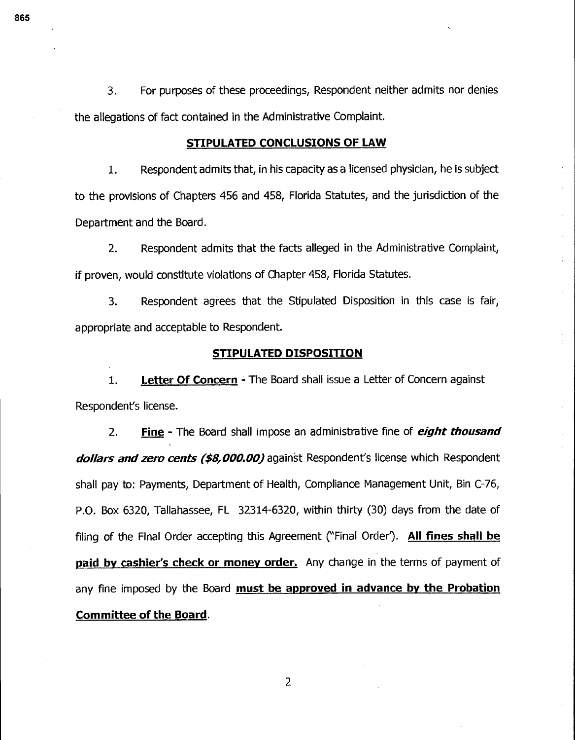3. For purposes of these proceedings, Respondent neither admits nor denies the allegations of fact contained in the Administrative Complaint.

## STIPULATED CONCLUSIONS OF LAW

1. Respondent admits that, in his capacity as a licensed physician, he is subject to the provisions of Chapters 456 and 458, Florida Statutes, and the jurisdiction of the Department and the Board.

2. Respondent admits that the facts alleged in the Administrative Complaint, if proven, would constitute violations of Chapter 458, Florida Statutes.

3. Respondent agrees that the Stipulated Disposition in this case is fair, appropriate and acceptable to Respondent.

## STIPULATED DISPOSITION

1. **Letter Of Concern** - The Board shall issue a Letter of Concern against Respondent's license.

2. **Fine** - The Board shall impose an administrative fine of ***eight thousand dollars and zero cents ($8,000.00)*** against Respondent's license which Respondent shall pay to: Payments, Department of Health, Compliance Management Unit, Bin C-76, P.O. Box 6320, Tallahassee, FL 32314-6320, within thirty (30) days from the date of filing of the Final Order accepting this Agreement ("Final Order"). **All fines shall be paid by cashier's check or money order.** Any change in the terms of payment of any fine imposed by the Board **must be approved in advance by the Probation Committee of the Board**.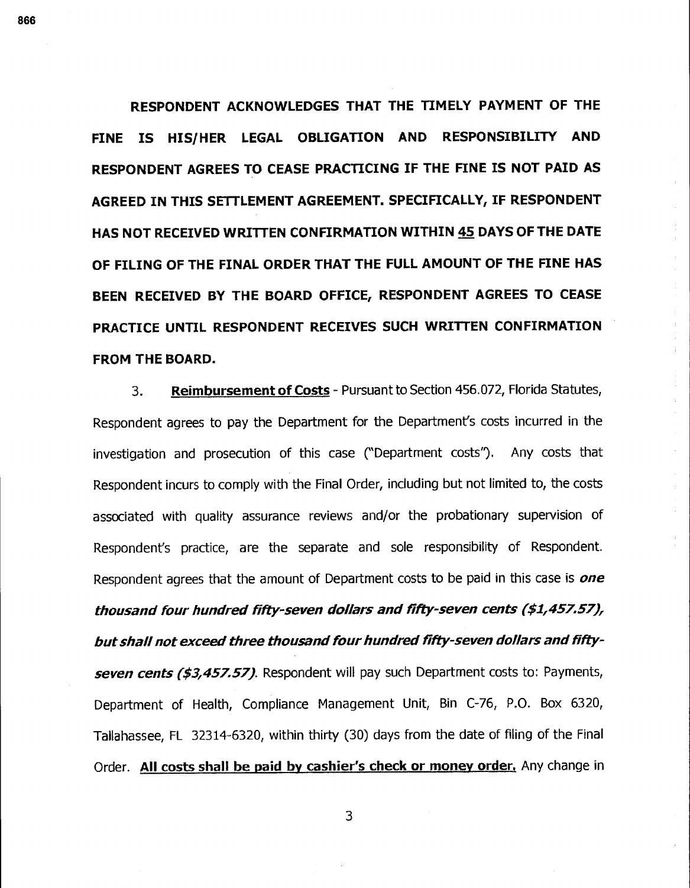**RESPONDENT ACKNOWLEDGES THAT THE TIMELY PAYMENT OF THE FINE IS HIS/HER LEGAL OBLIGATION AND RESPONSIBILITY AND RESPONDENT AGREES TO CEASE PRACTICING IF THE FINE IS NOT PAID AS AGREED IN THIS SETTLEMENT AGREEMENT. SPECIFICALLY, IF RESPONDENT HAS NOT RECEIVED WRITTEN CONFIRMATION WITHIN 45 DAYS OF THE DATE OF FILING OF THE FINAL ORDER THAT THE FULL AMOUNT OF THE FINE HAS BEEN RECEIVED BY THE BOARD OFFICE, RESPONDENT AGREES TO CEASE PRACTICE UNTIL RESPONDENT RECEIVES SUCH WRITTEN CONFIRMATION FROM THE BOARD.**

3. **Reimbursement of Costs** - Pursuant to Section 456.072, Florida Statutes, Respondent agrees to pay the Department for the Department's costs incurred in the investigation and prosecution of this case ("Department costs"). Any costs that Respondent incurs to comply with the Final Order, including but not limited to, the costs associated with quality assurance reviews and/or the probationary supervision of Respondent's practice, are the separate and sole responsibility of Respondent. Respondent agrees that the amount of Department costs to be paid in this case is ***one thousand four hundred fifty-seven dollars and fifty-seven cents ($1,457.57), but shall not exceed three thousand four hundred fifty-seven dollars and fifty-seven cents ($3,457.57).*** Respondent will pay such Department costs to: Payments, Department of Health, Compliance Management Unit, Bin C-76, P.O. Box 6320, Tallahassee, FL 32314-6320, within thirty (30) days from the date of filing of the Final Order. **All costs shall be paid by cashier's check or money order.** Any change in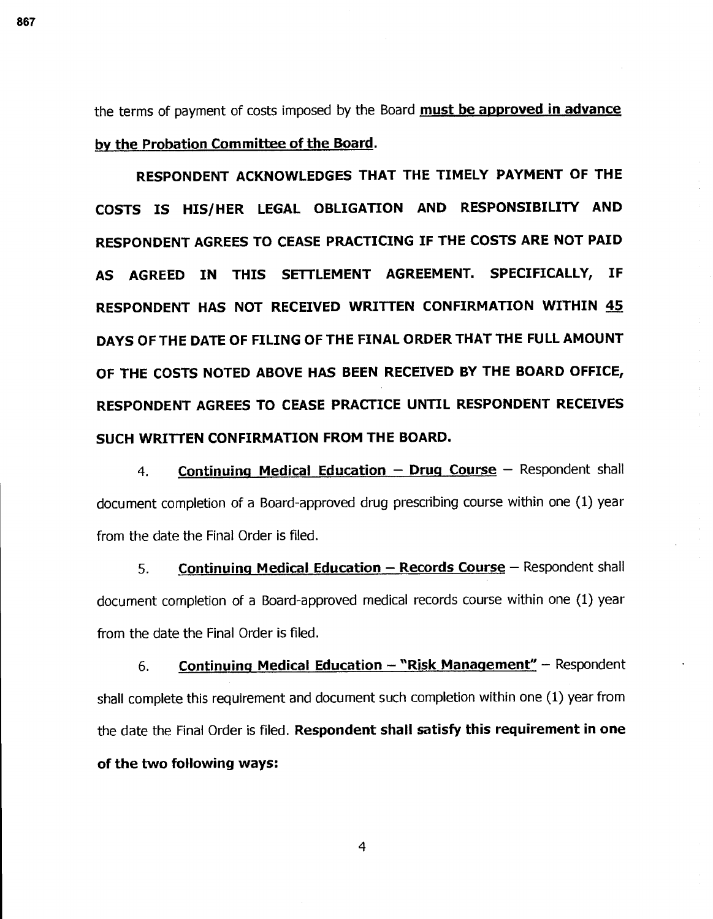the terms of payment of costs imposed by the Board **must be approved in advance by the Probation Committee of the Board**.

**RESPONDENT ACKNOWLEDGES THAT THE TIMELY PAYMENT OF THE COSTS IS HIS/HER LEGAL OBLIGATION AND RESPONSIBILITY AND RESPONDENT AGREES TO CEASE PRACTICING IF THE COSTS ARE NOT PAID AS AGREED IN THIS SETTLEMENT AGREEMENT. SPECIFICALLY, IF RESPONDENT HAS NOT RECEIVED WRITTEN CONFIRMATION WITHIN 45 DAYS OF THE DATE OF FILING OF THE FINAL ORDER THAT THE FULL AMOUNT OF THE COSTS NOTED ABOVE HAS BEEN RECEIVED BY THE BOARD OFFICE, RESPONDENT AGREES TO CEASE PRACTICE UNTIL RESPONDENT RECEIVES SUCH WRITTEN CONFIRMATION FROM THE BOARD.**

4. **Continuing Medical Education – Drug Course** – Respondent shall document completion of a Board-approved drug prescribing course within one (1) year from the date the Final Order is filed.

5. **Continuing Medical Education – Records Course** – Respondent shall document completion of a Board-approved medical records course within one (1) year from the date the Final Order is filed.

6. **Continuing Medical Education – "Risk Management"** – Respondent shall complete this requirement and document such completion within one (1) year from the date the Final Order is filed. **Respondent shall satisfy this requirement in one of the two following ways:**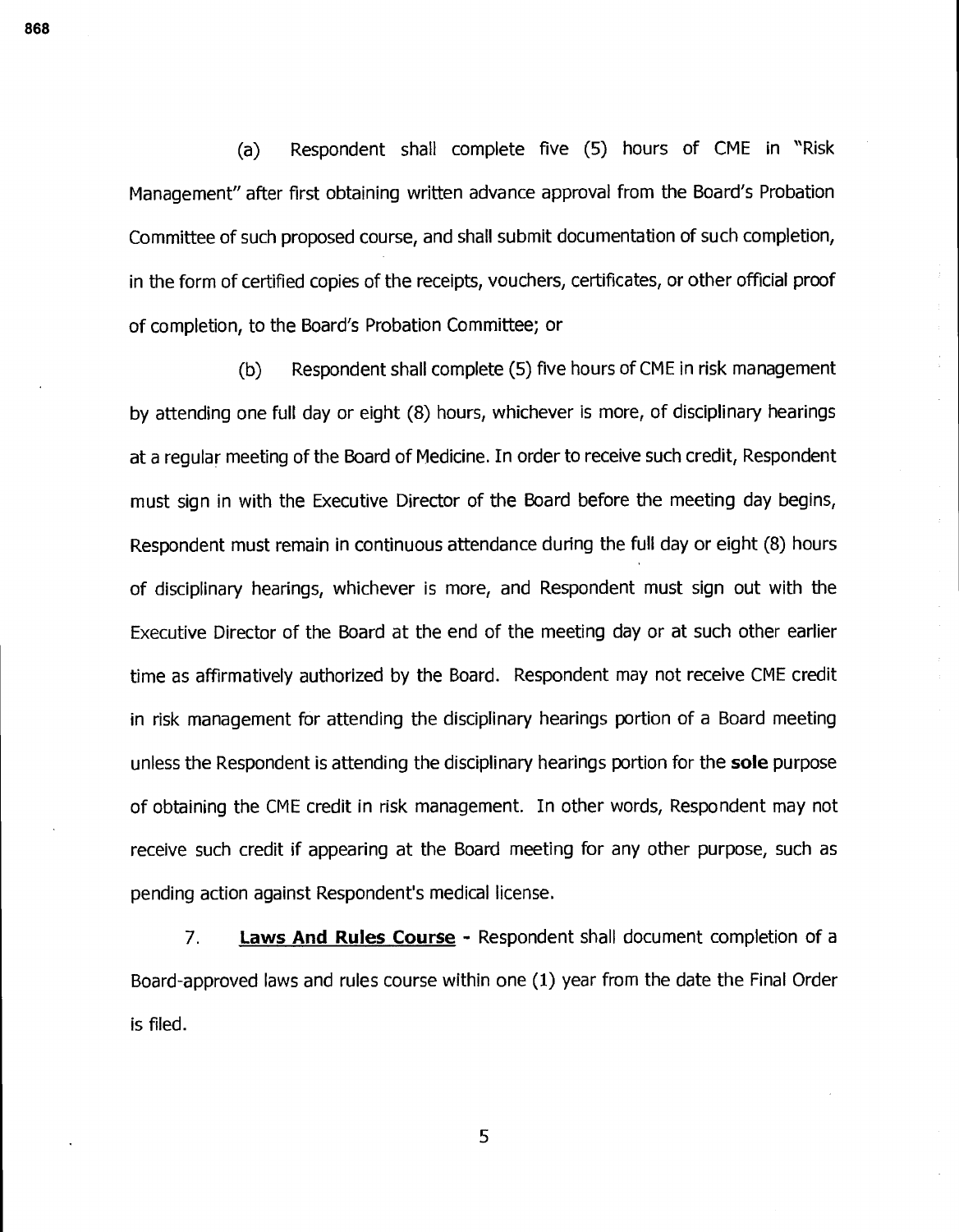(a) Respondent shall complete five (5) hours of CME in "Risk Management" after first obtaining written advance approval from the Board's Probation Committee of such proposed course, and shall submit documentation of such completion, in the form of certified copies of the receipts, vouchers, certificates, or other official proof of completion, to the Board's Probation Committee; or

(b) Respondent shall complete (5) five hours of CME in risk management by attending one full day or eight (8) hours, whichever is more, of disciplinary hearings at a regular meeting of the Board of Medicine. In order to receive such credit, Respondent must sign in with the Executive Director of the Board before the meeting day begins, Respondent must remain in continuous attendance during the full day or eight (8) hours of disciplinary hearings, whichever is more, and Respondent must sign out with the Executive Director of the Board at the end of the meeting day or at such other earlier time as affirmatively authorized by the Board. Respondent may not receive CME credit in risk management for attending the disciplinary hearings portion of a Board meeting unless the Respondent is attending the disciplinary hearings portion for the **sole** purpose of obtaining the CME credit in risk management. In other words, Respondent may not receive such credit if appearing at the Board meeting for any other purpose, such as pending action against Respondent's medical license.

7. **Laws And Rules Course** - Respondent shall document completion of a Board-approved laws and rules course within one (1) year from the date the Final Order is filed.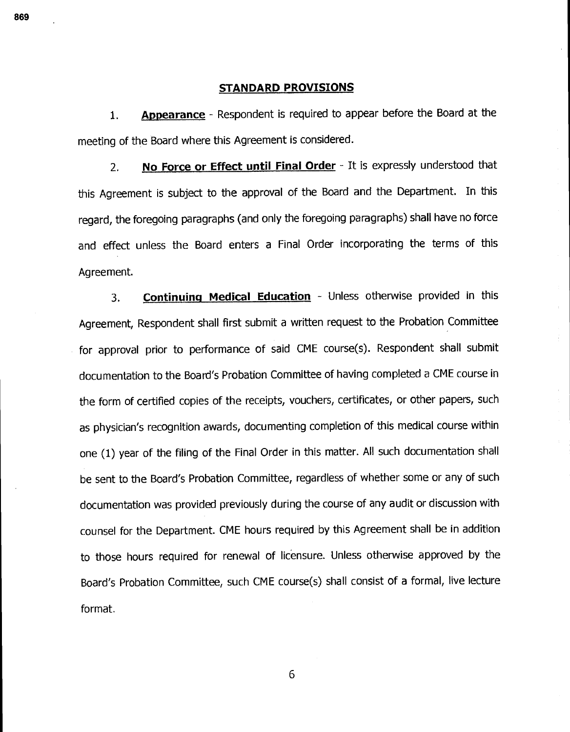## STANDARD PROVISIONS

1. **Appearance** - Respondent is required to appear before the Board at the meeting of the Board where this Agreement is considered.

2. **No Force or Effect until Final Order** - It is expressly understood that this Agreement is subject to the approval of the Board and the Department. In this regard, the foregoing paragraphs (and only the foregoing paragraphs) shall have no force and effect unless the Board enters a Final Order incorporating the terms of this Agreement.

3. **Continuing Medical Education** - Unless otherwise provided in this Agreement, Respondent shall first submit a written request to the Probation Committee for approval prior to performance of said CME course(s). Respondent shall submit documentation to the Board's Probation Committee of having completed a CME course in the form of certified copies of the receipts, vouchers, certificates, or other papers, such as physician's recognition awards, documenting completion of this medical course within one (1) year of the filing of the Final Order in this matter. All such documentation shall be sent to the Board's Probation Committee, regardless of whether some or any of such documentation was provided previously during the course of any audit or discussion with counsel for the Department. CME hours required by this Agreement shall be in addition to those hours required for renewal of licensure. Unless otherwise approved by the Board's Probation Committee, such CME course(s) shall consist of a formal, live lecture format.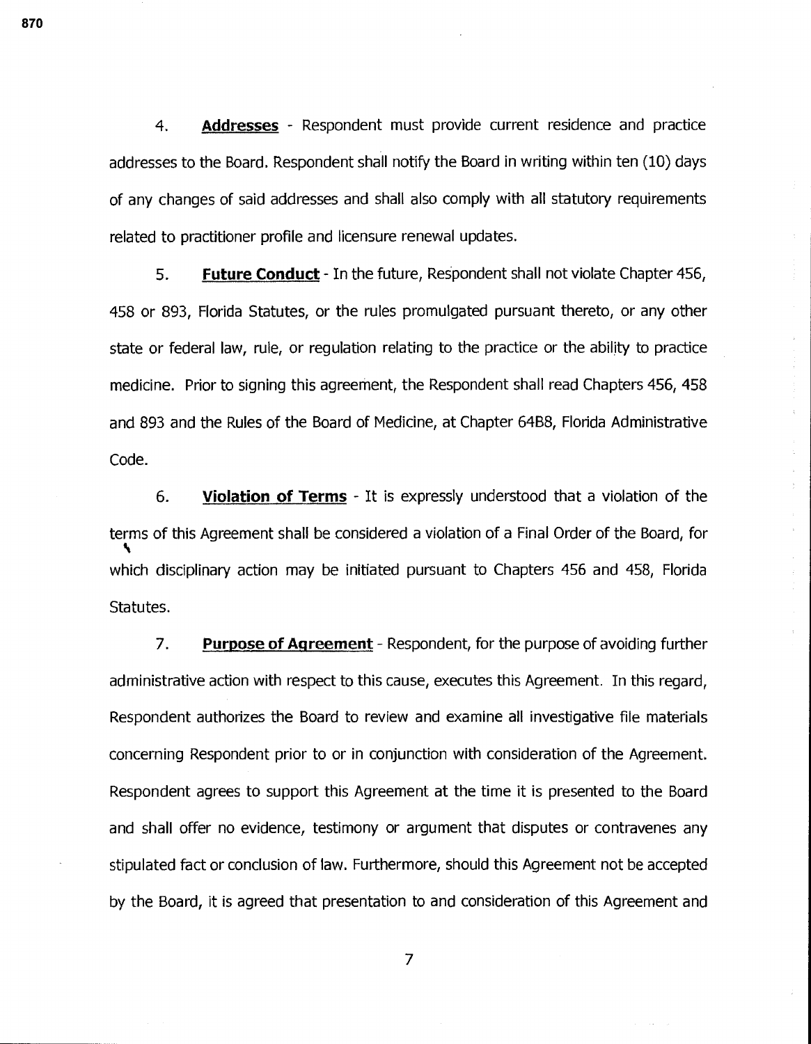4. **Addresses** - Respondent must provide current residence and practice addresses to the Board. Respondent shall notify the Board in writing within ten (10) days of any changes of said addresses and shall also comply with all statutory requirements related to practitioner profile and licensure renewal updates.

5. **Future Conduct** - In the future, Respondent shall not violate Chapter 456, 458 or 893, Florida Statutes, or the rules promulgated pursuant thereto, or any other state or federal law, rule, or regulation relating to the practice or the ability to practice medicine. Prior to signing this agreement, the Respondent shall read Chapters 456, 458 and 893 and the Rules of the Board of Medicine, at Chapter 64B8, Florida Administrative Code.

6. **Violation of Terms** - It is expressly understood that a violation of the terms of this Agreement shall be considered a violation of a Final Order of the Board, for which disciplinary action may be initiated pursuant to Chapters 456 and 458, Florida Statutes.

7. **Purpose of Agreement** - Respondent, for the purpose of avoiding further administrative action with respect to this cause, executes this Agreement. In this regard, Respondent authorizes the Board to review and examine all investigative file materials concerning Respondent prior to or in conjunction with consideration of the Agreement. Respondent agrees to support this Agreement at the time it is presented to the Board and shall offer no evidence, testimony or argument that disputes or contravenes any stipulated fact or conclusion of law. Furthermore, should this Agreement not be accepted by the Board, it is agreed that presentation to and consideration of this Agreement and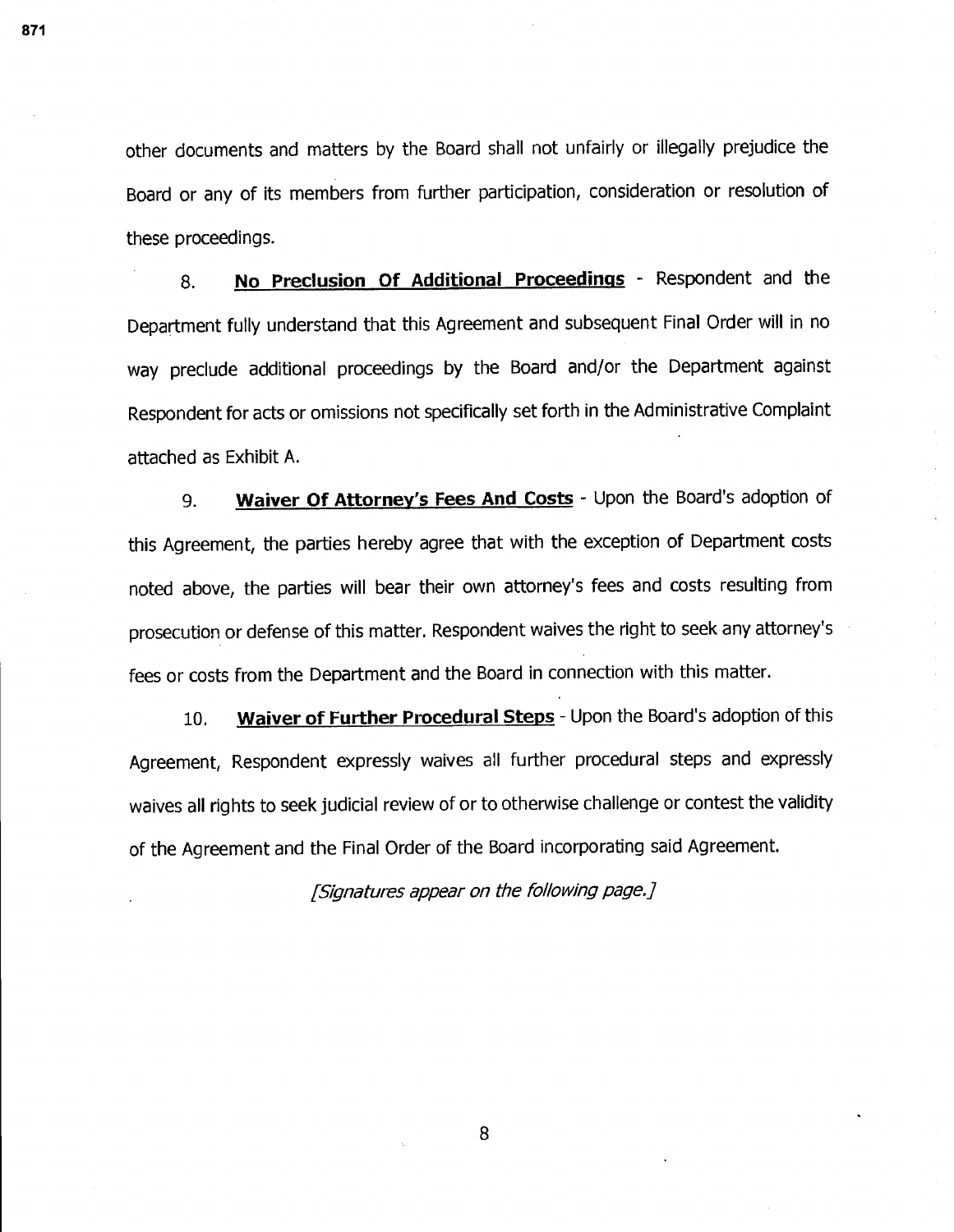other documents and matters by the Board shall not unfairly or illegally prejudice the Board or any of its members from further participation, consideration or resolution of these proceedings.

8. **No Preclusion Of Additional Proceedings** - Respondent and the Department fully understand that this Agreement and subsequent Final Order will in no way preclude additional proceedings by the Board and/or the Department against Respondent for acts or omissions not specifically set forth in the Administrative Complaint attached as Exhibit A.

9. **Waiver Of Attorney's Fees And Costs** - Upon the Board's adoption of this Agreement, the parties hereby agree that with the exception of Department costs noted above, the parties will bear their own attorney's fees and costs resulting from prosecution or defense of this matter. Respondent waives the right to seek any attorney's fees or costs from the Department and the Board in connection with this matter.

10. **Waiver of Further Procedural Steps** - Upon the Board's adoption of this Agreement, Respondent expressly waives all further procedural steps and expressly waives all rights to seek judicial review of or to otherwise challenge or contest the validity of the Agreement and the Final Order of the Board incorporating said Agreement.

*[Signatures appear on the following page.]*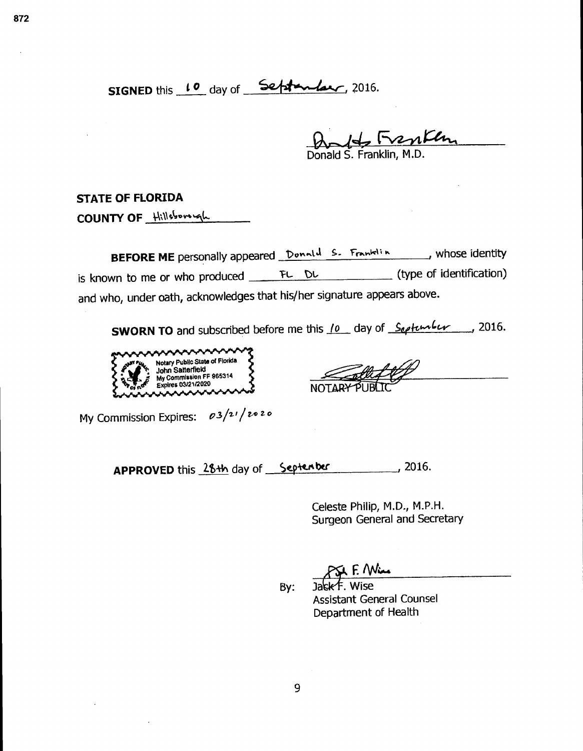**SIGNED** this 10 day of September, 2016.

Donald S. Franklin
Donald S. Franklin, M.D.

**STATE OF FLORIDA**
**COUNTY OF** Hillsborough

**BEFORE ME** personally appeared Donald S. Franklin, whose identity is known to me or who produced FL DL (type of identification) and who, under oath, acknowledges that his/her signature appears above.

**SWORN TO** and subscribed before me this 10 day of September, 2016.

Notary Public State of Florida
John Satterfield
My Commission FF 965314
Expires 03/21/2020

NOTARY PUBLIC

My Commission Expires: 03/21/2020

**APPROVED** this 28th day of September, 2016.

Celeste Philip, M.D., M.P.H.
Surgeon General and Secretary

By: Jack F. Wise
Assistant General Counsel
Department of Health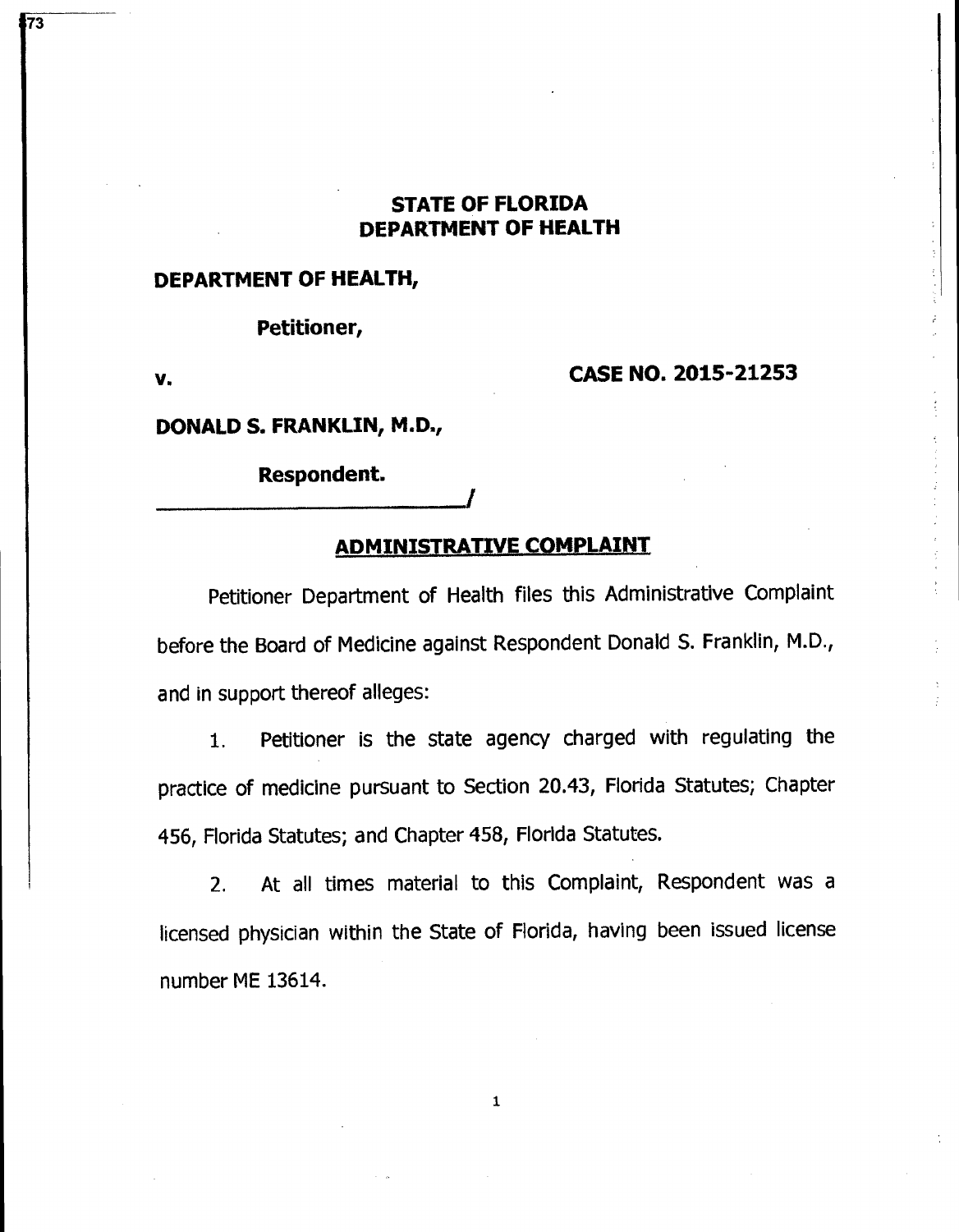**STATE OF FLORIDA**
**DEPARTMENT OF HEALTH**

**DEPARTMENT OF HEALTH,**

**Petitioner,**

**v.** **CASE NO. 2015-21253**

**DONALD S. FRANKLIN, M.D.,**

**Respondent.**
\_\_\_\_\_\_\_\_\_\_\_\_\_\_\_\_\_\_\_\_\_\_\_\_\_\_\_\_\_\_/

## ADMINISTRATIVE COMPLAINT

Petitioner Department of Health files this Administrative Complaint before the Board of Medicine against Respondent Donald S. Franklin, M.D., and in support thereof alleges:

1. Petitioner is the state agency charged with regulating the practice of medicine pursuant to Section 20.43, Florida Statutes; Chapter 456, Florida Statutes; and Chapter 458, Florida Statutes.

2. At all times material to this Complaint, Respondent was a licensed physician within the State of Florida, having been issued license number ME 13614.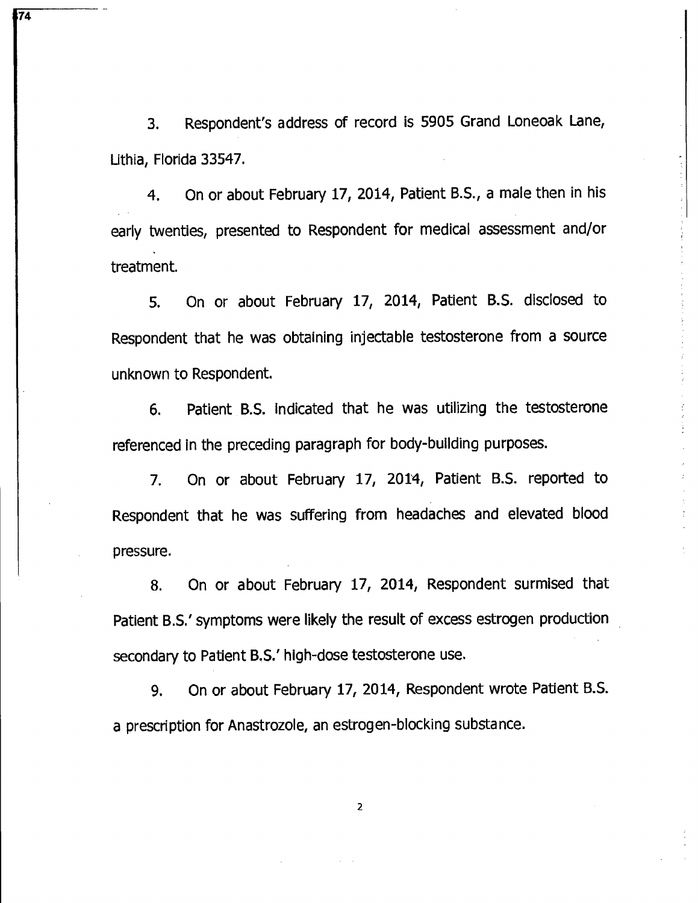3. Respondent's address of record is 5905 Grand Loneoak Lane, Lithia, Florida 33547.

4. On or about February 17, 2014, Patient B.S., a male then in his early twenties, presented to Respondent for medical assessment and/or treatment.

5. On or about February 17, 2014, Patient B.S. disclosed to Respondent that he was obtaining injectable testosterone from a source unknown to Respondent.

6. Patient B.S. indicated that he was utilizing the testosterone referenced in the preceding paragraph for body-building purposes.

7. On or about February 17, 2014, Patient B.S. reported to Respondent that he was suffering from headaches and elevated blood pressure.

8. On or about February 17, 2014, Respondent surmised that Patient B.S.' symptoms were likely the result of excess estrogen production secondary to Patient B.S.' high-dose testosterone use.

9. On or about February 17, 2014, Respondent wrote Patient B.S. a prescription for Anastrozole, an estrogen-blocking substance.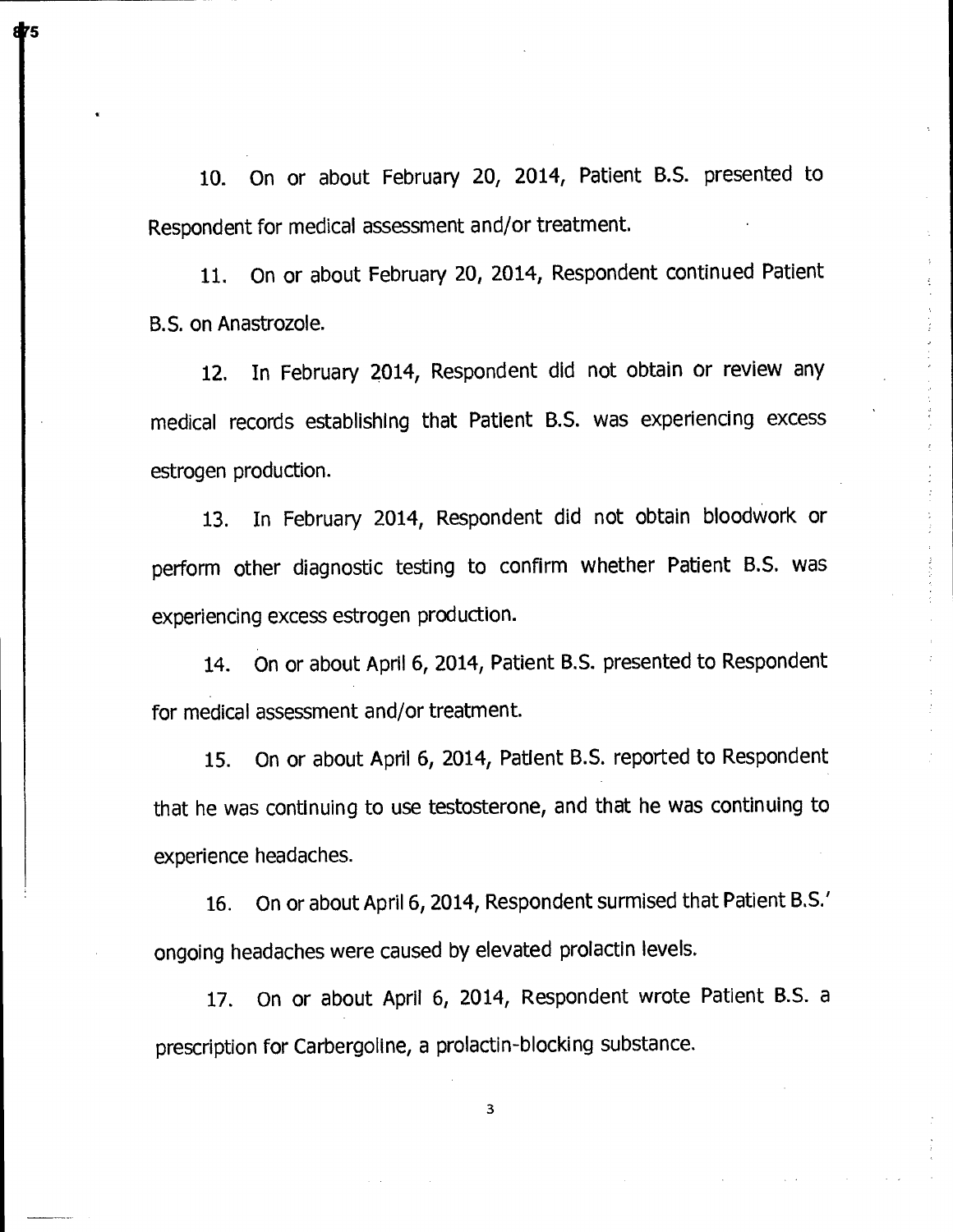10. On or about February 20, 2014, Patient B.S. presented to Respondent for medical assessment and/or treatment.

11. On or about February 20, 2014, Respondent continued Patient B.S. on Anastrozole.

12. In February 2014, Respondent did not obtain or review any medical records establishing that Patient B.S. was experiencing excess estrogen production.

13. In February 2014, Respondent did not obtain bloodwork or perform other diagnostic testing to confirm whether Patient B.S. was experiencing excess estrogen production.

14. On or about April 6, 2014, Patient B.S. presented to Respondent for medical assessment and/or treatment.

15. On or about April 6, 2014, Patient B.S. reported to Respondent that he was continuing to use testosterone, and that he was continuing to experience headaches.

16. On or about April 6, 2014, Respondent surmised that Patient B.S.' ongoing headaches were caused by elevated prolactin levels.

17. On or about April 6, 2014, Respondent wrote Patient B.S. a prescription for Carbergoline, a prolactin-blocking substance.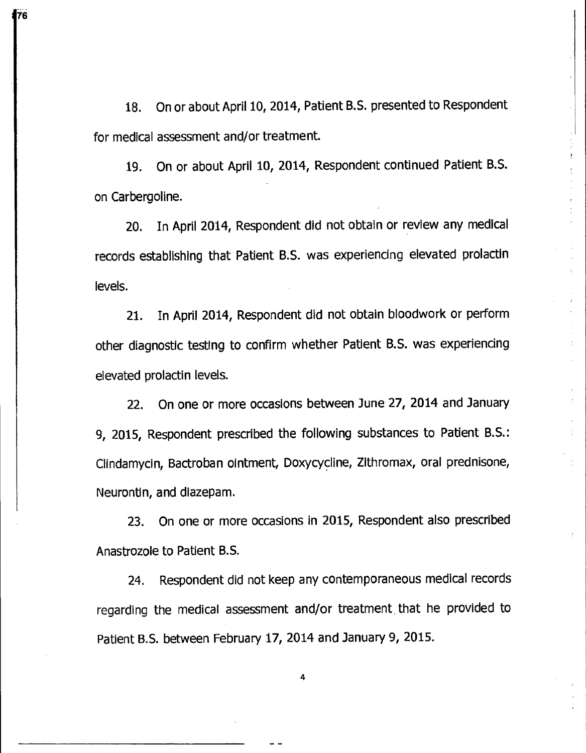18. On or about April 10, 2014, Patient B.S. presented to Respondent for medical assessment and/or treatment.

19. On or about April 10, 2014, Respondent continued Patient B.S. on Carbergoline.

20. In April 2014, Respondent did not obtain or review any medical records establishing that Patient B.S. was experiencing elevated prolactin levels.

21. In April 2014, Respondent did not obtain bloodwork or perform other diagnostic testing to confirm whether Patient B.S. was experiencing elevated prolactin levels.

22. On one or more occasions between June 27, 2014 and January 9, 2015, Respondent prescribed the following substances to Patient B.S.: Clindamycin, Bactroban ointment, Doxycycline, Zithromax, oral prednisone, Neurontin, and diazepam.

23. On one or more occasions in 2015, Respondent also prescribed Anastrozole to Patient B.S.

24. Respondent did not keep any contemporaneous medical records regarding the medical assessment and/or treatment that he provided to Patient B.S. between February 17, 2014 and January 9, 2015.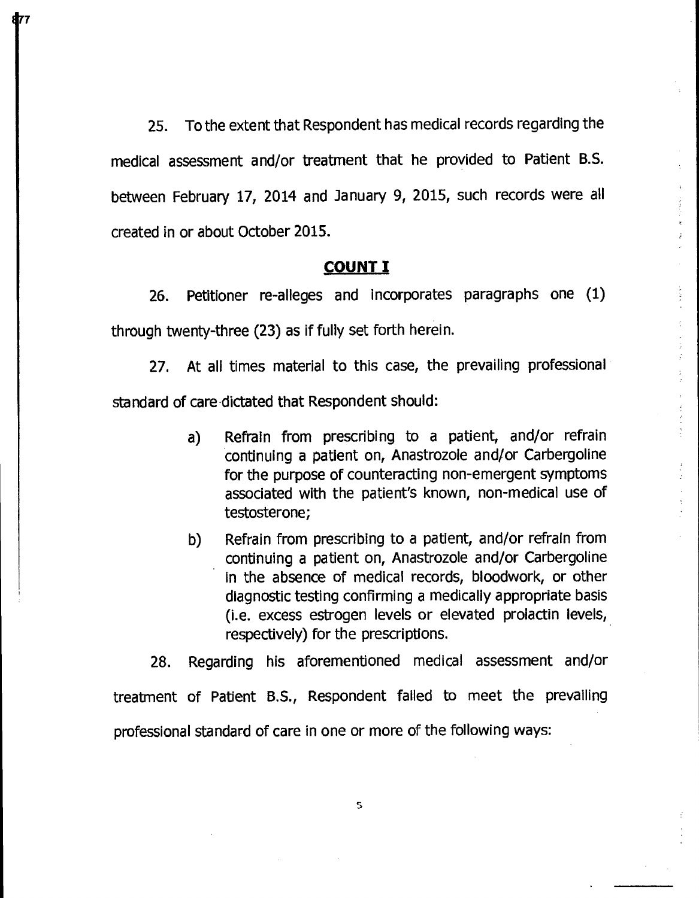25. To the extent that Respondent has medical records regarding the medical assessment and/or treatment that he provided to Patient B.S. between February 17, 2014 and January 9, 2015, such records were all created in or about October 2015.

## COUNT I

26. Petitioner re-alleges and incorporates paragraphs one (1) through twenty-three (23) as if fully set forth herein.

27. At all times material to this case, the prevailing professional standard of care dictated that Respondent should:

> a) Refrain from prescribing to a patient, and/or refrain continuing a patient on, Anastrozole and/or Carbergoline for the purpose of counteracting non-emergent symptoms associated with the patient's known, non-medical use of testosterone;
>
> b) Refrain from prescribing to a patient, and/or refrain from continuing a patient on, Anastrozole and/or Carbergoline in the absence of medical records, bloodwork, or other diagnostic testing confirming a medically appropriate basis (i.e. excess estrogen levels or elevated prolactin levels, respectively) for the prescriptions.

28. Regarding his aforementioned medical assessment and/or treatment of Patient B.S., Respondent failed to meet the prevailing professional standard of care in one or more of the following ways: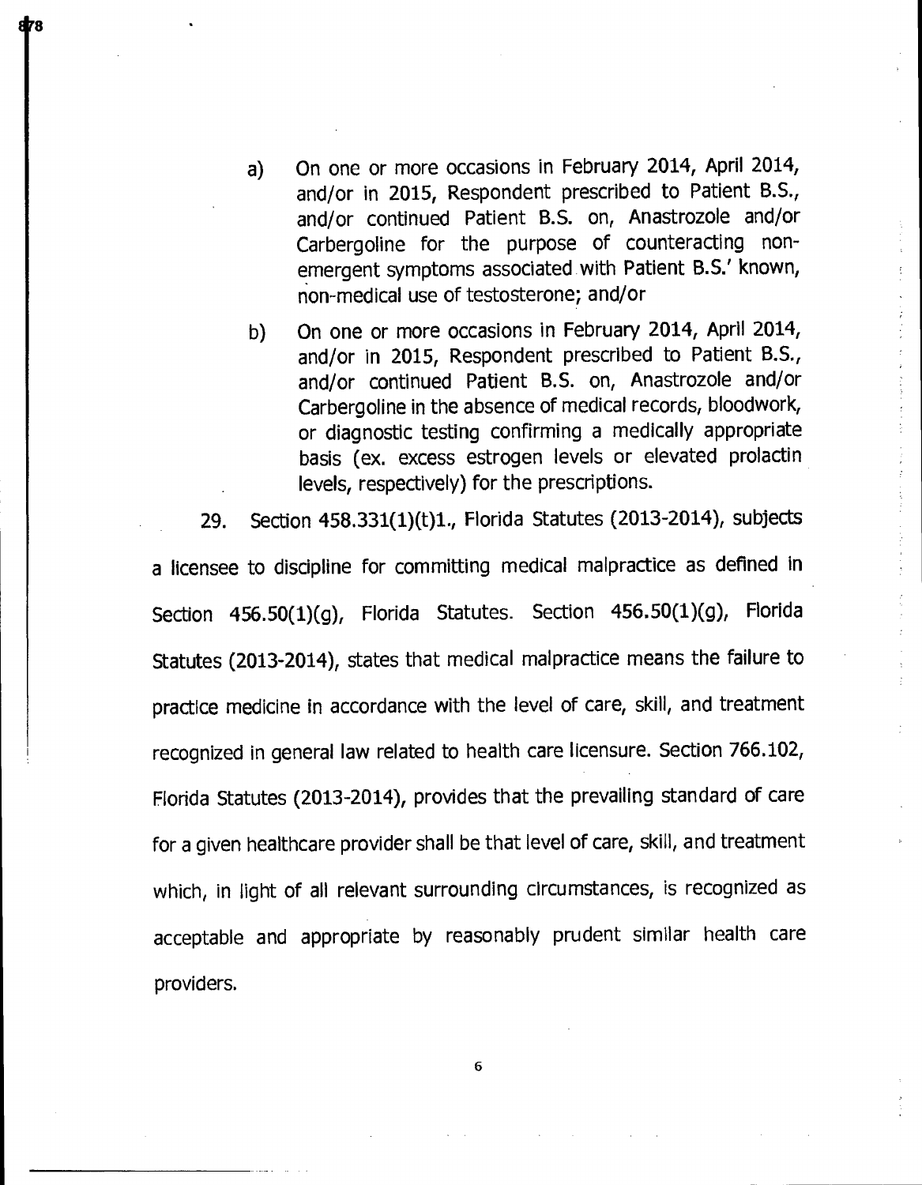a) On one or more occasions in February 2014, April 2014, and/or in 2015, Respondent prescribed to Patient B.S., and/or continued Patient B.S. on, Anastrozole and/or Carbergoline for the purpose of counteracting non-emergent symptoms associated with Patient B.S.' known, non-medical use of testosterone; and/or

b) On one or more occasions in February 2014, April 2014, and/or in 2015, Respondent prescribed to Patient B.S., and/or continued Patient B.S. on, Anastrozole and/or Carbergoline in the absence of medical records, bloodwork, or diagnostic testing confirming a medically appropriate basis (ex. excess estrogen levels or elevated prolactin levels, respectively) for the prescriptions.

29. Section 458.331(1)(t)1., Florida Statutes (2013-2014), subjects a licensee to discipline for committing medical malpractice as defined in Section 456.50(1)(g), Florida Statutes. Section 456.50(1)(g), Florida Statutes (2013-2014), states that medical malpractice means the failure to practice medicine in accordance with the level of care, skill, and treatment recognized in general law related to health care licensure. Section 766.102, Florida Statutes (2013-2014), provides that the prevailing standard of care for a given healthcare provider shall be that level of care, skill, and treatment which, in light of all relevant surrounding circumstances, is recognized as acceptable and appropriate by reasonably prudent similar health care providers.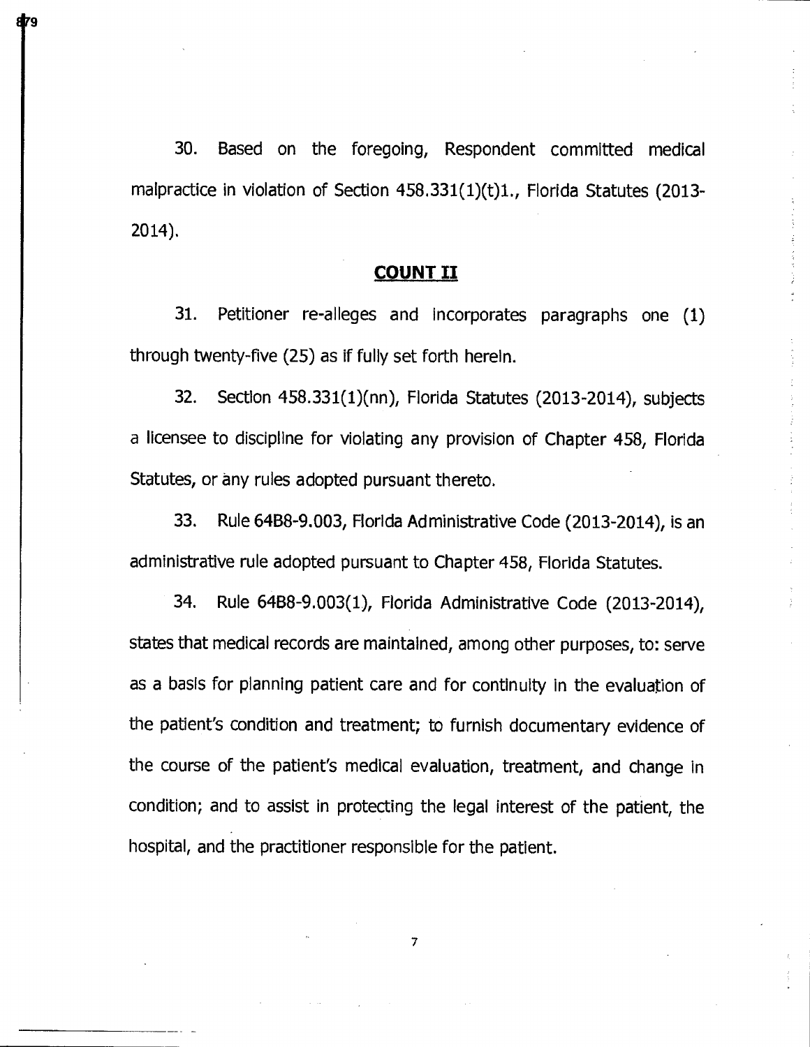30. Based on the foregoing, Respondent committed medical malpractice in violation of Section 458.331(1)(t)1., Florida Statutes (2013-2014).

## COUNT II

31. Petitioner re-alleges and incorporates paragraphs one (1) through twenty-five (25) as if fully set forth herein.

32. Section 458.331(1)(nn), Florida Statutes (2013-2014), subjects a licensee to discipline for violating any provision of Chapter 458, Florida Statutes, or any rules adopted pursuant thereto.

33. Rule 64B8-9.003, Florida Administrative Code (2013-2014), is an administrative rule adopted pursuant to Chapter 458, Florida Statutes.

34. Rule 64B8-9.003(1), Florida Administrative Code (2013-2014), states that medical records are maintained, among other purposes, to: serve as a basis for planning patient care and for continuity in the evaluation of the patient's condition and treatment; to furnish documentary evidence of the course of the patient's medical evaluation, treatment, and change in condition; and to assist in protecting the legal interest of the patient, the hospital, and the practitioner responsible for the patient.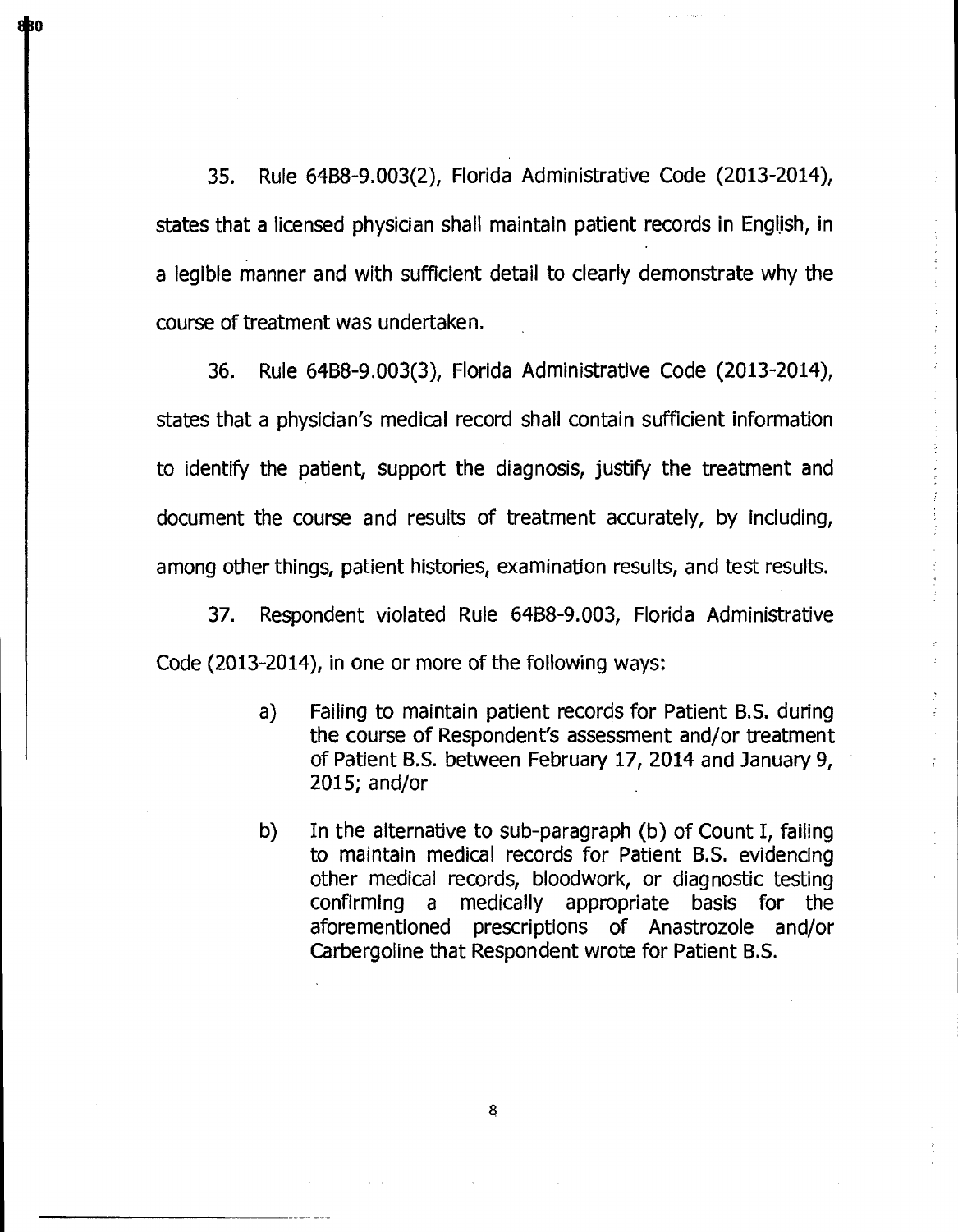35. Rule 64B8-9.003(2), Florida Administrative Code (2013-2014), states that a licensed physician shall maintain patient records in English, in a legible manner and with sufficient detail to clearly demonstrate why the course of treatment was undertaken.

36. Rule 64B8-9.003(3), Florida Administrative Code (2013-2014), states that a physician's medical record shall contain sufficient information to identify the patient, support the diagnosis, justify the treatment and document the course and results of treatment accurately, by including, among other things, patient histories, examination results, and test results.

37. Respondent violated Rule 64B8-9.003, Florida Administrative Code (2013-2014), in one or more of the following ways:

> a) Failing to maintain patient records for Patient B.S. during the course of Respondent's assessment and/or treatment of Patient B.S. between February 17, 2014 and January 9, 2015; and/or
>
> b) In the alternative to sub-paragraph (b) of Count I, failing to maintain medical records for Patient B.S. evidencing other medical records, bloodwork, or diagnostic testing confirming a medically appropriate basis for the aforementioned prescriptions of Anastrozole and/or Carbergoline that Respondent wrote for Patient B.S.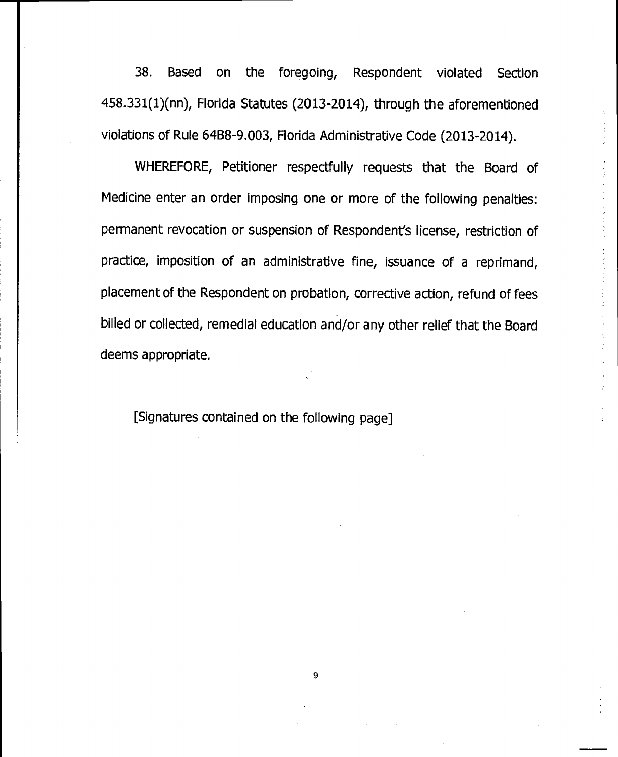38. Based on the foregoing, Respondent violated Section 458.331(1)(nn), Florida Statutes (2013-2014), through the aforementioned violations of Rule 64B8-9.003, Florida Administrative Code (2013-2014).

WHEREFORE, Petitioner respectfully requests that the Board of Medicine enter an order imposing one or more of the following penalties: permanent revocation or suspension of Respondent's license, restriction of practice, imposition of an administrative fine, issuance of a reprimand, placement of the Respondent on probation, corrective action, refund of fees billed or collected, remedial education and/or any other relief that the Board deems appropriate.

[Signatures contained on the following page]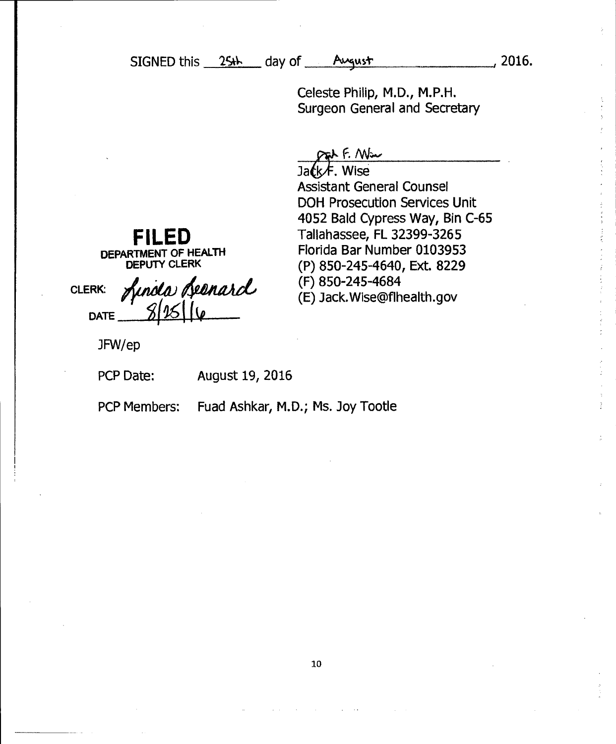SIGNED this 25th day of August, 2016.

Celeste Philip, M.D., M.P.H.
Surgeon General and Secretary

Jack F. Wise
Assistant General Counsel
DOH Prosecution Services Unit
4052 Bald Cypress Way, Bin C-65
Tallahassee, FL 32399-3265
Florida Bar Number 0103953
(P) 850-245-4640, Ext. 8229
(F) 850-245-4684
(E) Jack.Wise@flhealth.gov

**FILED**
**DEPARTMENT OF HEALTH**
**DEPUTY CLERK**

CLERK: Linda Leonard
DATE 8/25/16

JFW/ep

PCP Date: August 19, 2016

PCP Members: Fuad Ashkar, M.D.; Ms. Joy Tootle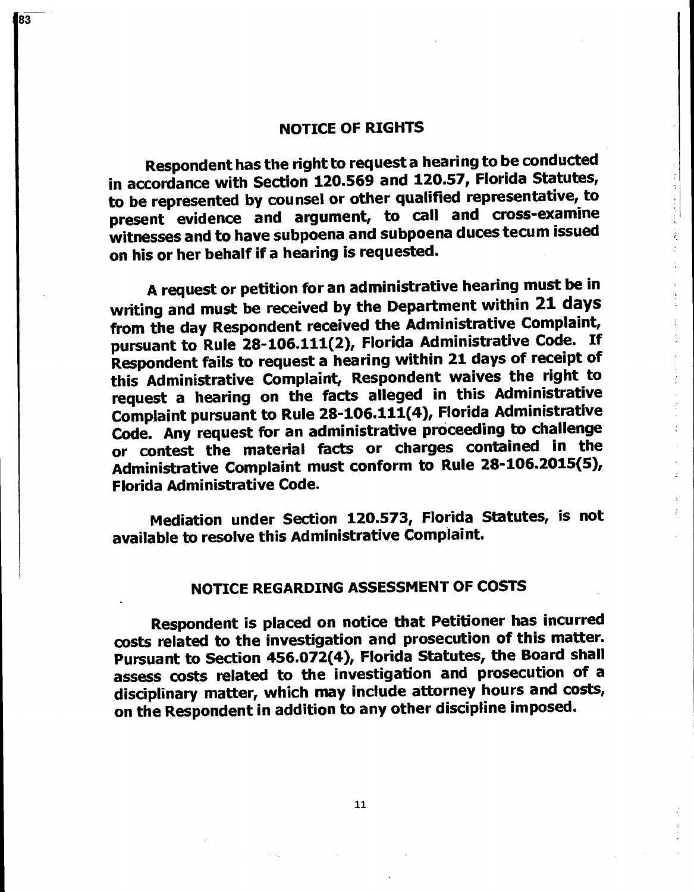## NOTICE OF RIGHTS

**Respondent has the right to request a hearing to be conducted in accordance with Section 120.569 and 120.57, Florida Statutes, to be represented by counsel or other qualified representative, to present evidence and argument, to call and cross-examine witnesses and to have subpoena and subpoena duces tecum issued on his or her behalf if a hearing is requested.**

**A request or petition for an administrative hearing must be in writing and must be received by the Department within 21 days from the day Respondent received the Administrative Complaint, pursuant to Rule 28-106.111(2), Florida Administrative Code. If Respondent fails to request a hearing within 21 days of receipt of this Administrative Complaint, Respondent waives the right to request a hearing on the facts alleged in this Administrative Complaint pursuant to Rule 28-106.111(4), Florida Administrative Code. Any request for an administrative proceeding to challenge or contest the material facts or charges contained in the Administrative Complaint must conform to Rule 28-106.2015(5), Florida Administrative Code.**

**Mediation under Section 120.573, Florida Statutes, is not available to resolve this Administrative Complaint.**

## NOTICE REGARDING ASSESSMENT OF COSTS

**Respondent is placed on notice that Petitioner has incurred costs related to the investigation and prosecution of this matter. Pursuant to Section 456.072(4), Florida Statutes, the Board shall assess costs related to the investigation and prosecution of a disciplinary matter, which may include attorney hours and costs, on the Respondent in addition to any other discipline imposed.**